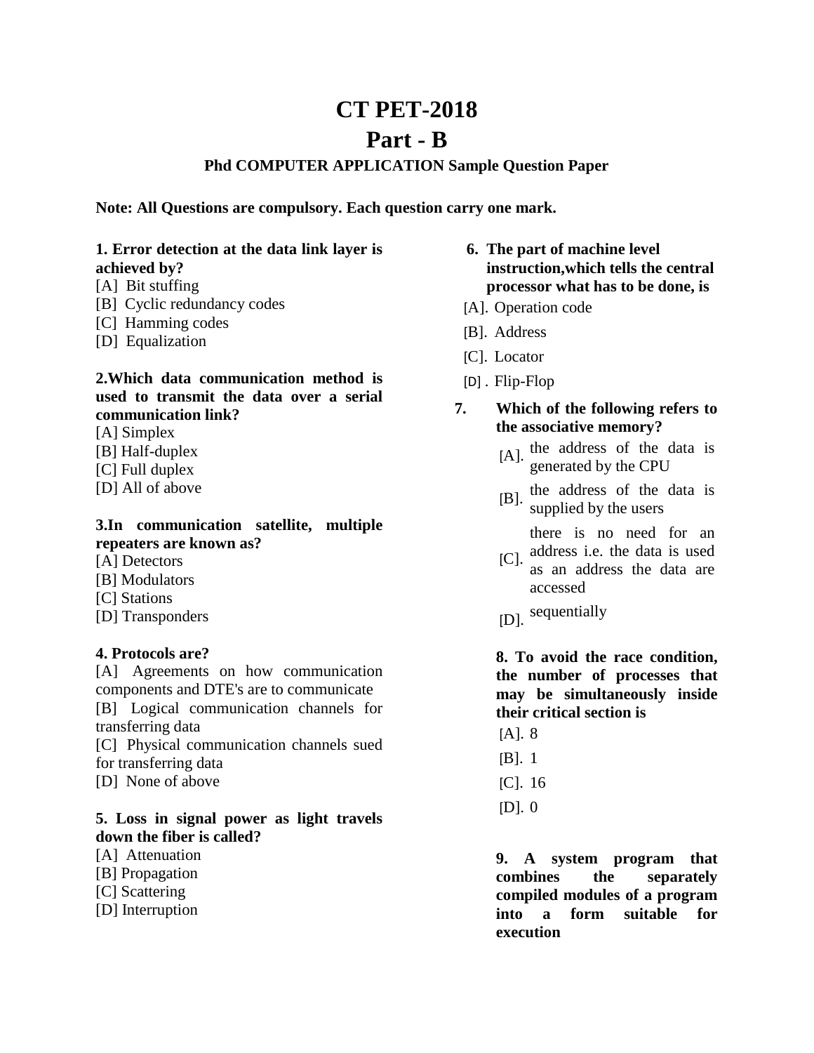# CT PET-2018

# Part - B

### Phd COMPUTER APPLICATION Sample Question Paper

**Note: All Questions are compulsory. Each question carry one mark.**

**1. Error detection at the data link layer is achieved by?**

[A] Bit stuffing
[B] Cyclic redundancy codes
[C] Hamming codes
[D] Equalization

**2.Which data communication method is used to transmit the data over a serial communication link?**

[A] Simplex
[B] Half-duplex
[C] Full duplex
[D] All of above

**3.In communication satellite, multiple repeaters are known as?**

[A] Detectors
[B] Modulators
[C] Stations
[D] Transponders

**4. Protocols are?**

[A] Agreements on how communication components and DTE's are to communicate
[B] Logical communication channels for transferring data
[C] Physical communication channels sued for transferring data
[D] None of above

**5. Loss in signal power as light travels down the fiber is called?**

[A] Attenuation
[B] Propagation
[C] Scattering
[D] Interruption

**6. The part of machine level instruction,which tells the central processor what has to be done, is**

[A]. Operation code
[B]. Address
[C]. Locator
[D] . Flip-Flop

**7. Which of the following refers to the associative memory?**

[A]. the address of the data is generated by the CPU
[B]. the address of the data is supplied by the users
[C]. there is no need for an address i.e. the data is used as an address the data are accessed
[D]. sequentially

**8. To avoid the race condition, the number of processes that may be simultaneously inside their critical section is**

[A]. 8
[B]. 1
[C]. 16
[D]. 0

**9. A system program that combines the separately compiled modules of a program into a form suitable for execution**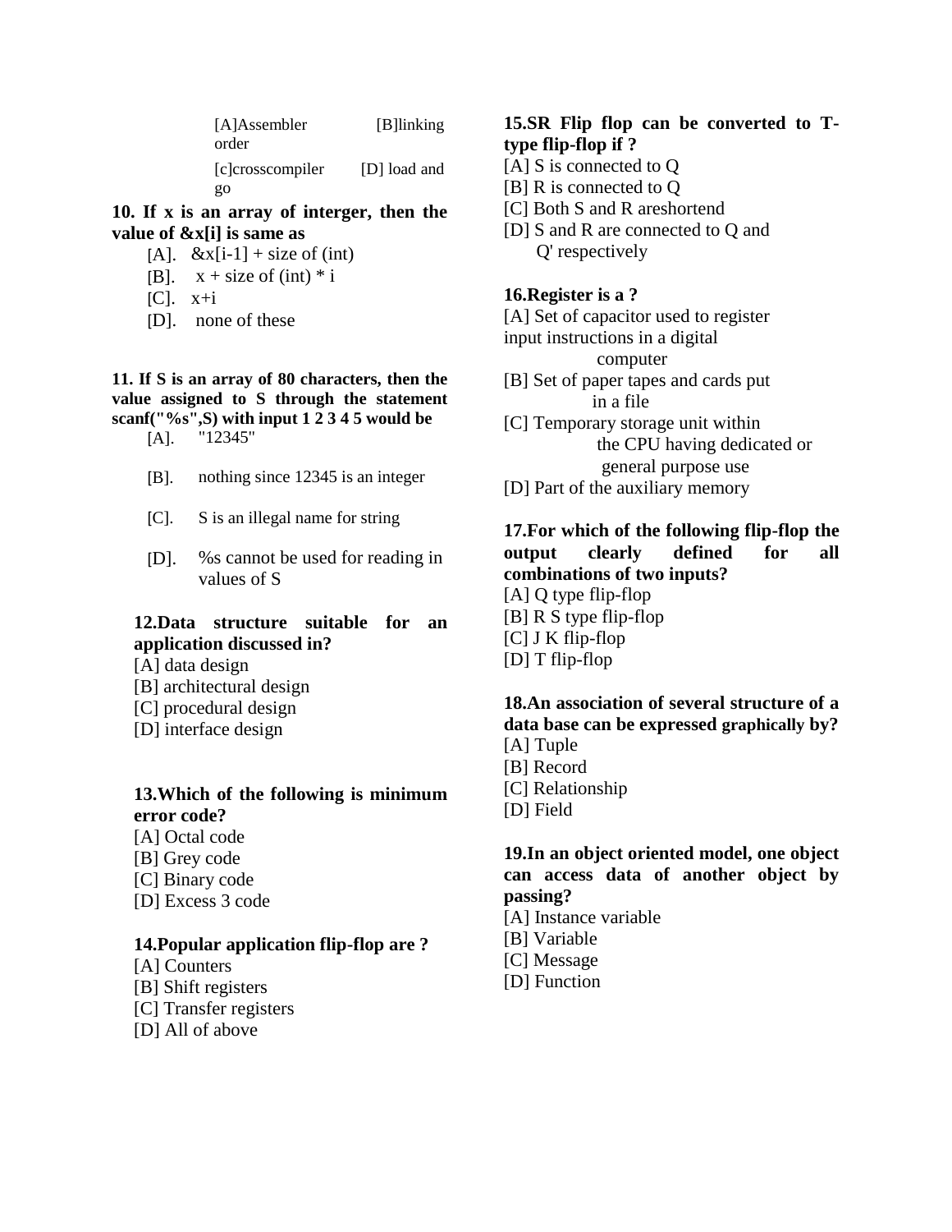[A]Assembler [B]linking order

[c]crosscompiler [D] load and go

**10. If x is an array of interger, then the value of &x[i] is same as**

[A]. &x[i-1] + size of (int)

[B]. x + size of (int) * i

[C]. x+i

[D]. none of these

**11. If S is an array of 80 characters, then the value assigned to S through the statement scanf("%s",S) with input 1 2 3 4 5 would be**

[A]. "12345"

[B]. nothing since 12345 is an integer

[C]. S is an illegal name for string

[D]. %s cannot be used for reading in values of S

**12.Data structure suitable for an application discussed in?**

[A] data design

[B] architectural design

[C] procedural design

[D] interface design

**13.Which of the following is minimum error code?**

[A] Octal code

[B] Grey code

[C] Binary code

[D] Excess 3 code

**14.Popular application flip-flop are ?**

[A] Counters

[B] Shift registers

[C] Transfer registers

[D] All of above

**15.SR Flip flop can be converted to T-type flip-flop if ?**

[A] S is connected to Q

[B] R is connected to Q

[C] Both S and R areshortend

[D] S and R are connected to Q and Q' respectively

**16.Register is a ?**

[A] Set of capacitor used to register input instructions in a digital computer

[B] Set of paper tapes and cards put in a file

[C] Temporary storage unit within the CPU having dedicated or general purpose use

[D] Part of the auxiliary memory

**17.For which of the following flip-flop the output clearly defined for all combinations of two inputs?**

[A] Q type flip-flop

[B] R S type flip-flop

[C] J K flip-flop

[D] T flip-flop

**18.An association of several structure of a data base can be expressed graphically by?**

[A] Tuple

[B] Record

[C] Relationship

[D] Field

**19.In an object oriented model, one object can access data of another object by passing?**

[A] Instance variable

[B] Variable

[C] Message

[D] Function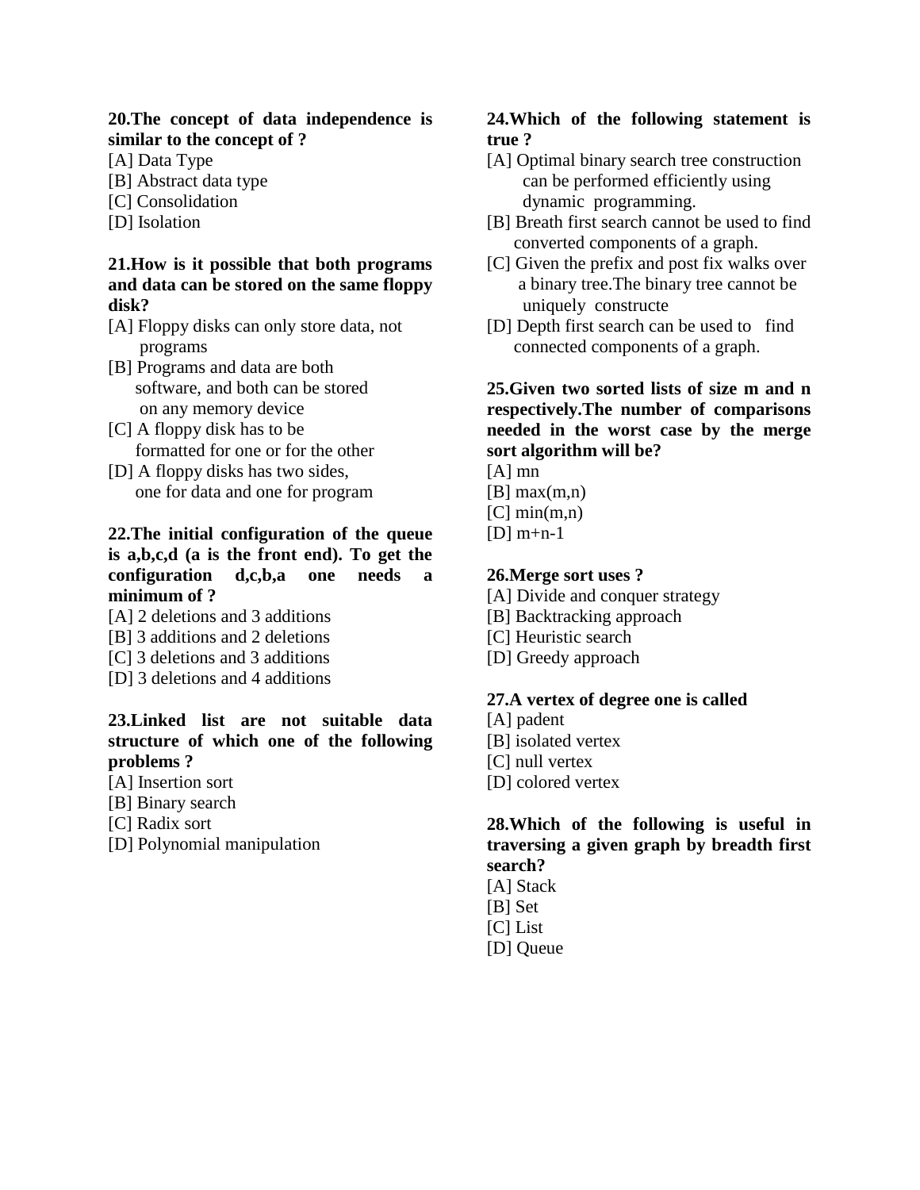**20.The concept of data independence is similar to the concept of ?**

[A] Data Type
[B] Abstract data type
[C] Consolidation
[D] Isolation

**21.How is it possible that both programs and data can be stored on the same floppy disk?**

[A] Floppy disks can only store data, not programs
[B] Programs and data are both software, and both can be stored on any memory device
[C] A floppy disk has to be formatted for one or for the other
[D] A floppy disks has two sides, one for data and one for program

**22.The initial configuration of the queue is a,b,c,d (a is the front end). To get the configuration d,c,b,a one needs a minimum of ?**

[A] 2 deletions and 3 additions
[B] 3 additions and 2 deletions
[C] 3 deletions and 3 additions
[D] 3 deletions and 4 additions

**23.Linked list are not suitable data structure of which one of the following problems ?**

[A] Insertion sort
[B] Binary search
[C] Radix sort
[D] Polynomial manipulation

**24.Which of the following statement is true ?**

[A] Optimal binary search tree construction can be performed efficiently using dynamic programming.
[B] Breath first search cannot be used to find converted components of a graph.
[C] Given the prefix and post fix walks over a binary tree.The binary tree cannot be uniquely constructe
[D] Depth first search can be used to find connected components of a graph.

**25.Given two sorted lists of size m and n respectively.The number of comparisons needed in the worst case by the merge sort algorithm will be?**

[A] mn
[B] max(m,n)
[C] min(m,n)
[D] m+n-1

**26.Merge sort uses ?**

[A] Divide and conquer strategy
[B] Backtracking approach
[C] Heuristic search
[D] Greedy approach

**27.A vertex of degree one is called**

[A] padent
[B] isolated vertex
[C] null vertex
[D] colored vertex

**28.Which of the following is useful in traversing a given graph by breadth first search?**

[A] Stack
[B] Set
[C] List
[D] Queue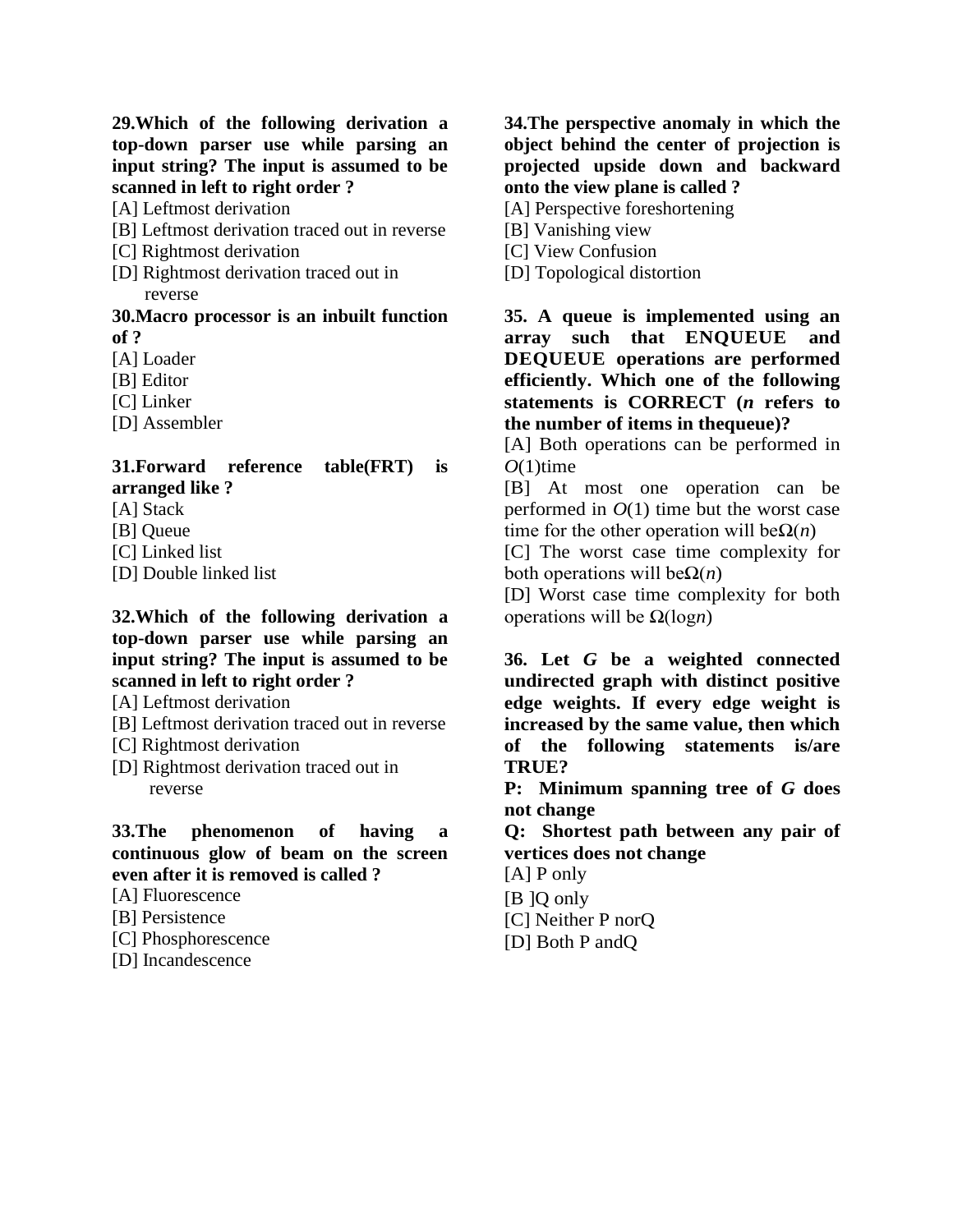**29.Which of the following derivation a top-down parser use while parsing an input string? The input is assumed to be scanned in left to right order ?**

[A] Leftmost derivation
[B] Leftmost derivation traced out in reverse
[C] Rightmost derivation
[D] Rightmost derivation traced out in reverse

**30.Macro processor is an inbuilt function of ?**

[A] Loader
[B] Editor
[C] Linker
[D] Assembler

**31.Forward reference table(FRT) is arranged like ?**

[A] Stack
[B] Queue
[C] Linked list
[D] Double linked list

**32.Which of the following derivation a top-down parser use while parsing an input string? The input is assumed to be scanned in left to right order ?**

[A] Leftmost derivation
[B] Leftmost derivation traced out in reverse
[C] Rightmost derivation
[D] Rightmost derivation traced out in reverse

**33.The phenomenon of having a continuous glow of beam on the screen even after it is removed is called ?**

[A] Fluorescence
[B] Persistence
[C] Phosphorescence
[D] Incandescence

**34.The perspective anomaly in which the object behind the center of projection is projected upside down and backward onto the view plane is called ?**

[A] Perspective foreshortening
[B] Vanishing view
[C] View Confusion
[D] Topological distortion

**35. A queue is implemented using an array such that ENQUEUE and DEQUEUE operations are performed efficiently. Which one of the following statements is CORRECT (*n* refers to the number of items in thequeue)?**

[A] Both operations can be performed in $O(1)$time
[B] At most one operation can be performed in $O(1)$ time but the worst case time for the other operation will be$\Omega(n)$
[C] The worst case time complexity for both operations will be$\Omega(n)$
[D] Worst case time complexity for both operations will be $\Omega(\log n)$

**36. Let *G* be a weighted connected undirected graph with distinct positive edge weights. If every edge weight is increased by the same value, then which of the following statements is/are TRUE?**

**P: Minimum spanning tree of *G* does not change**

**Q: Shortest path between any pair of vertices does not change**

[A] P only
[B ]Q only
[C] Neither P norQ
[D] Both P andQ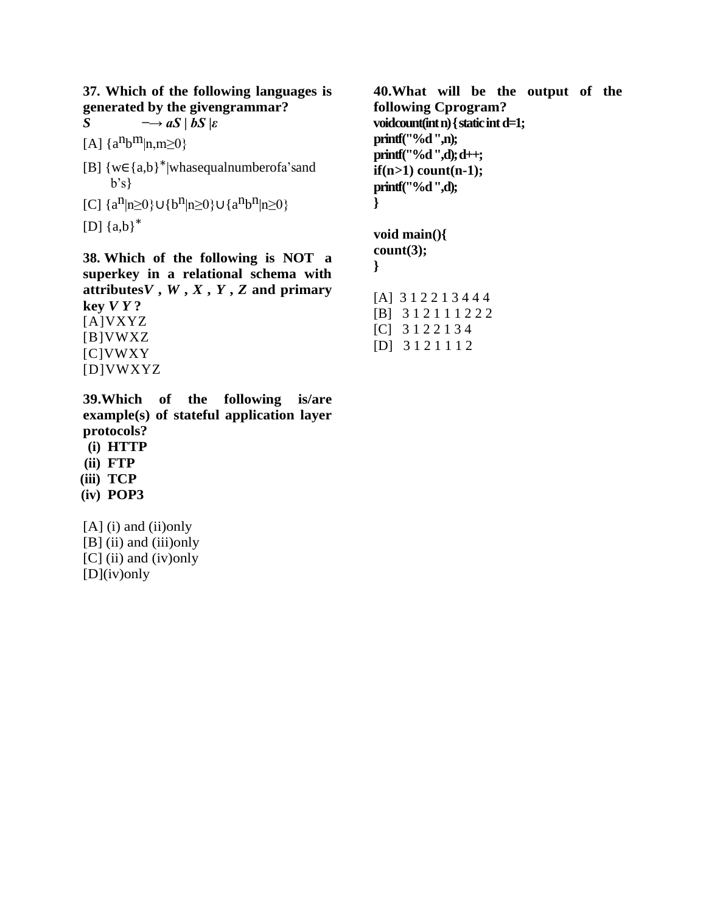**37. Which of the following languages is generated by the givengrammar?**
***S*** **—→** ***aS | bS |ε***

[A] $\{a^n b^m | n,m \geq 0\}$

[B] $\{w \in \{a,b\}^* |$ whasequalnumberofa'sand b's$\}$

[C] $\{a^n | n \geq 0\} \cup \{b^n | n \geq 0\} \cup \{a^n b^n | n \geq 0\}$

[D] $\{a,b\}^*$

**38. Which of the following is NOT a superkey in a relational schema with attributes*V* , *W* , *X* , *Y* , *Z* and primary key *V Y* ?**

[A]VXYZ
[B]VWXZ
[C]VWXY
[D]VWXYZ

**39.Which of the following is/are example(s) of stateful application layer protocols?**

**(i) HTTP**
**(ii) FTP**
**(iii) TCP**
**(iv) POP3**

[A] (i) and (ii)only
[B] (ii) and (iii)only
[C] (ii) and (iv)only
[D](iv)only

**40.What will be the output of the following Cprogram?**

```
voidcount(int n){static int d=1;
printf("%d ",n);
printf("%d ",d); d++;
if(n>1) count(n-1);
printf("%d ",d);
}

void main(){
count(3);
}
```

[A] 3 1 2 2 1 3 4 4 4
[B] 3 1 2 1 1 1 2 2 2
[C] 3 1 2 2 1 3 4
[D] 3 1 2 1 1 1 2